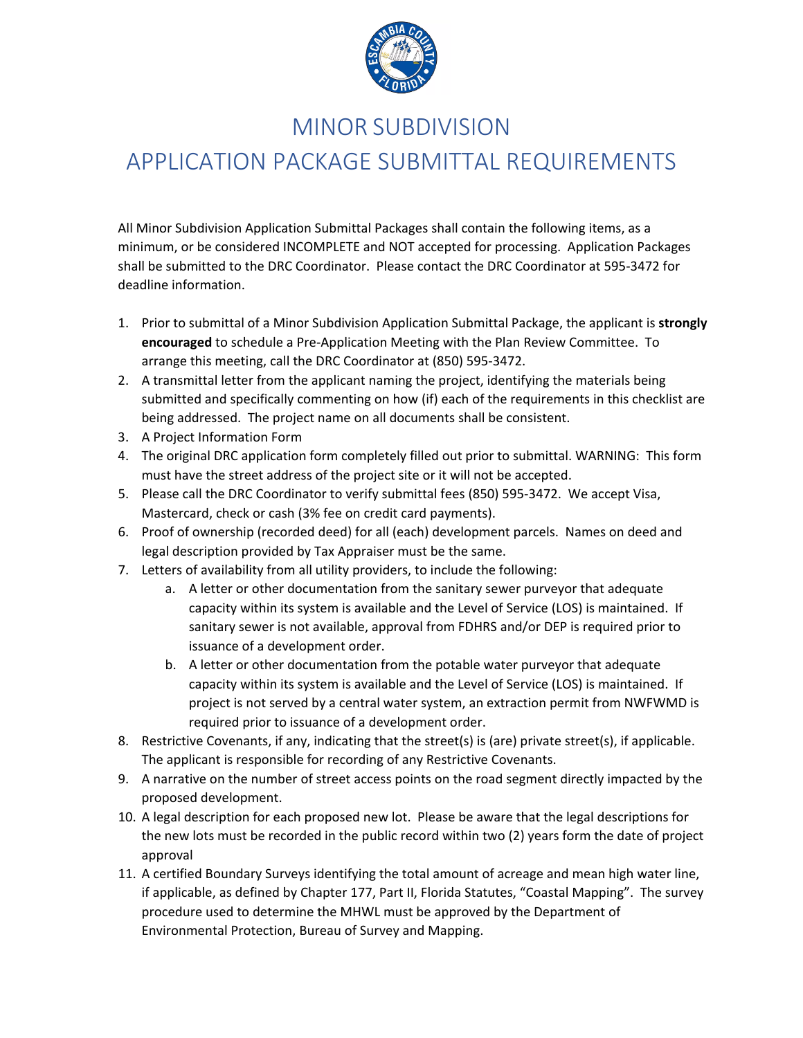# MINOR SUBDIVISION

# APPLICATION PACKAGE SUBMITTAL REQUIREMENTS

All Minor Subdivision Application Submittal Packages shall contain the following items, as a minimum, or be considered INCOMPLETE and NOT accepted for processing. Application Packages shall be submitted to the DRC Coordinator. Please contact the DRC Coordinator at 595-3472 for deadline information.

1. Prior to submittal of a Minor Subdivision Application Submittal Package, the applicant is **strongly encouraged** to schedule a Pre-Application Meeting with the Plan Review Committee. To arrange this meeting, call the DRC Coordinator at (850) 595-3472.
2. A transmittal letter from the applicant naming the project, identifying the materials being submitted and specifically commenting on how (if) each of the requirements in this checklist are being addressed. The project name on all documents shall be consistent.
3. A Project Information Form
4. The original DRC application form completely filled out prior to submittal. WARNING: This form must have the street address of the project site or it will not be accepted.
5. Please call the DRC Coordinator to verify submittal fees (850) 595-3472. We accept Visa, Mastercard, check or cash (3% fee on credit card payments).
6. Proof of ownership (recorded deed) for all (each) development parcels. Names on deed and legal description provided by Tax Appraiser must be the same.
7. Letters of availability from all utility providers, to include the following:
   a. A letter or other documentation from the sanitary sewer purveyor that adequate capacity within its system is available and the Level of Service (LOS) is maintained. If sanitary sewer is not available, approval from FDHRS and/or DEP is required prior to issuance of a development order.
   b. A letter or other documentation from the potable water purveyor that adequate capacity within its system is available and the Level of Service (LOS) is maintained. If project is not served by a central water system, an extraction permit from NWFWMD is required prior to issuance of a development order.
8. Restrictive Covenants, if any, indicating that the street(s) is (are) private street(s), if applicable. The applicant is responsible for recording of any Restrictive Covenants.
9. A narrative on the number of street access points on the road segment directly impacted by the proposed development.
10. A legal description for each proposed new lot. Please be aware that the legal descriptions for the new lots must be recorded in the public record within two (2) years form the date of project approval
11. A certified Boundary Surveys identifying the total amount of acreage and mean high water line, if applicable, as defined by Chapter 177, Part II, Florida Statutes, "Coastal Mapping". The survey procedure used to determine the MHWL must be approved by the Department of Environmental Protection, Bureau of Survey and Mapping.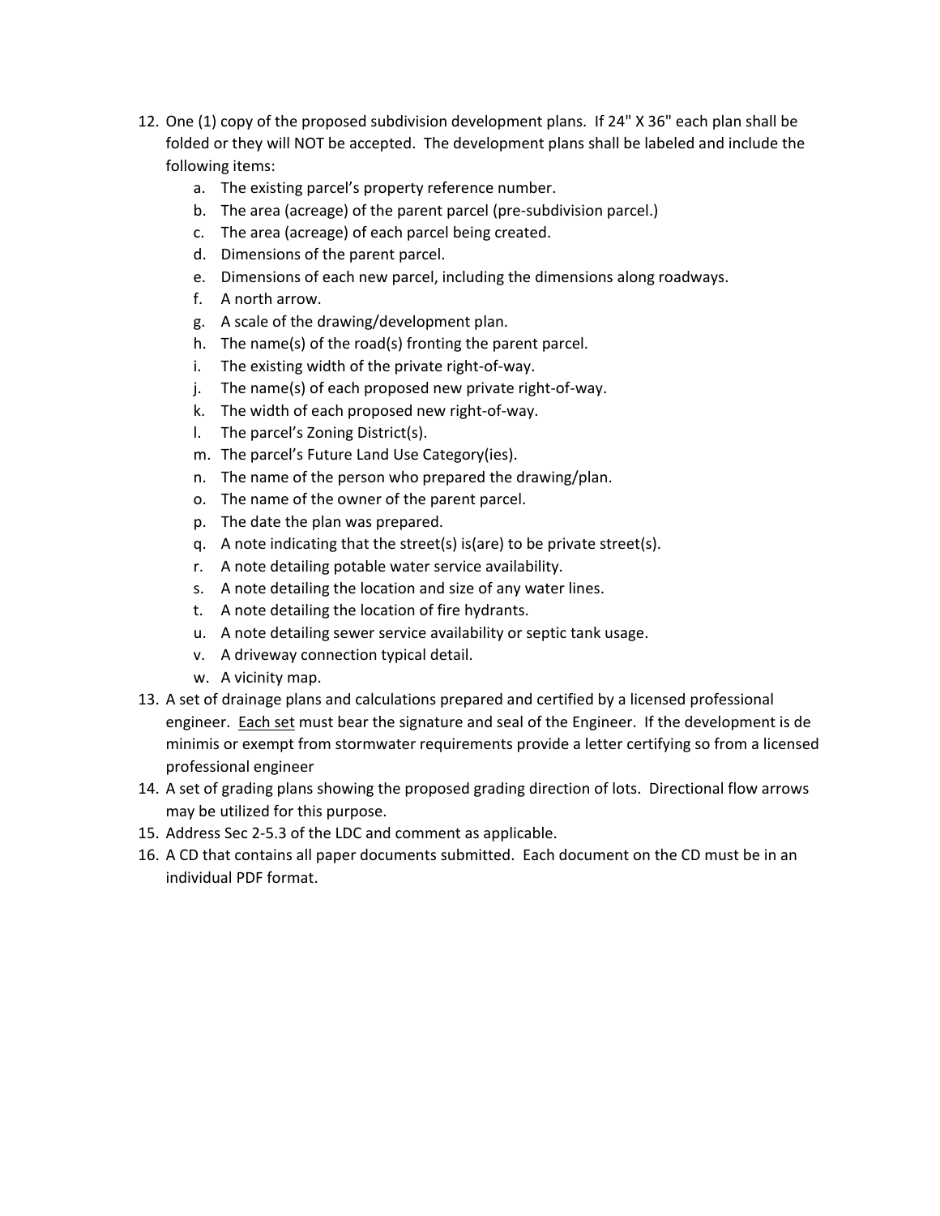12. One (1) copy of the proposed subdivision development plans. If 24" X 36" each plan shall be folded or they will NOT be accepted. The development plans shall be labeled and include the following items:
    a. The existing parcel's property reference number.
    b. The area (acreage) of the parent parcel (pre-subdivision parcel.)
    c. The area (acreage) of each parcel being created.
    d. Dimensions of the parent parcel.
    e. Dimensions of each new parcel, including the dimensions along roadways.
    f. A north arrow.
    g. A scale of the drawing/development plan.
    h. The name(s) of the road(s) fronting the parent parcel.
    i. The existing width of the private right-of-way.
    j. The name(s) of each proposed new private right-of-way.
    k. The width of each proposed new right-of-way.
    l. The parcel's Zoning District(s).
    m. The parcel's Future Land Use Category(ies).
    n. The name of the person who prepared the drawing/plan.
    o. The name of the owner of the parent parcel.
    p. The date the plan was prepared.
    q. A note indicating that the street(s) is(are) to be private street(s).
    r. A note detailing potable water service availability.
    s. A note detailing the location and size of any water lines.
    t. A note detailing the location of fire hydrants.
    u. A note detailing sewer service availability or septic tank usage.
    v. A driveway connection typical detail.
    w. A vicinity map.
13. A set of drainage plans and calculations prepared and certified by a licensed professional engineer. Each set must bear the signature and seal of the Engineer. If the development is de minimis or exempt from stormwater requirements provide a letter certifying so from a licensed professional engineer
14. A set of grading plans showing the proposed grading direction of lots. Directional flow arrows may be utilized for this purpose.
15. Address Sec 2-5.3 of the LDC and comment as applicable.
16. A CD that contains all paper documents submitted. Each document on the CD must be in an individual PDF format.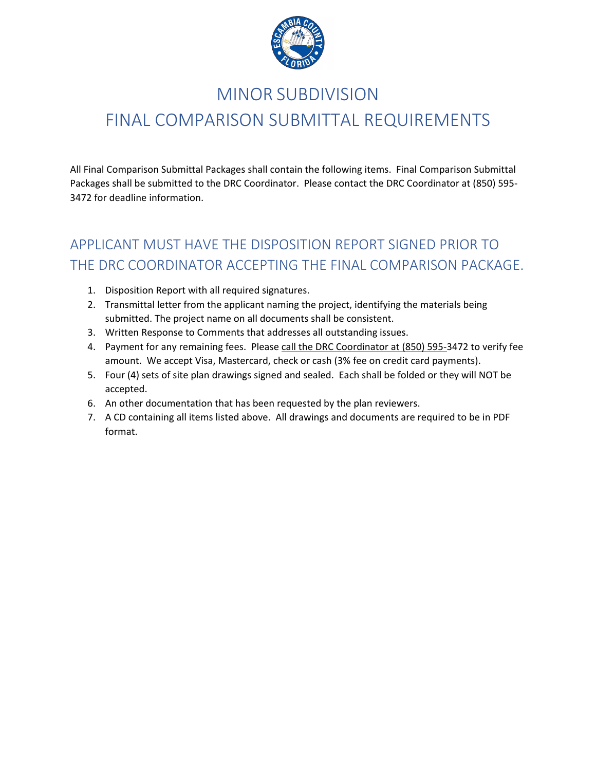# MINOR SUBDIVISION
# FINAL COMPARISON SUBMITTAL REQUIREMENTS

All Final Comparison Submittal Packages shall contain the following items. Final Comparison Submittal Packages shall be submitted to the DRC Coordinator. Please contact the DRC Coordinator at (850) 595-3472 for deadline information.

## APPLICANT MUST HAVE THE DISPOSITION REPORT SIGNED PRIOR TO THE DRC COORDINATOR ACCEPTING THE FINAL COMPARISON PACKAGE.

1. Disposition Report with all required signatures.
2. Transmittal letter from the applicant naming the project, identifying the materials being submitted. The project name on all documents shall be consistent.
3. Written Response to Comments that addresses all outstanding issues.
4. Payment for any remaining fees. Please call the DRC Coordinator at (850) 595-3472 to verify fee amount. We accept Visa, Mastercard, check or cash (3% fee on credit card payments).
5. Four (4) sets of site plan drawings signed and sealed. Each shall be folded or they will NOT be accepted.
6. An other documentation that has been requested by the plan reviewers.
7. A CD containing all items listed above. All drawings and documents are required to be in PDF format.